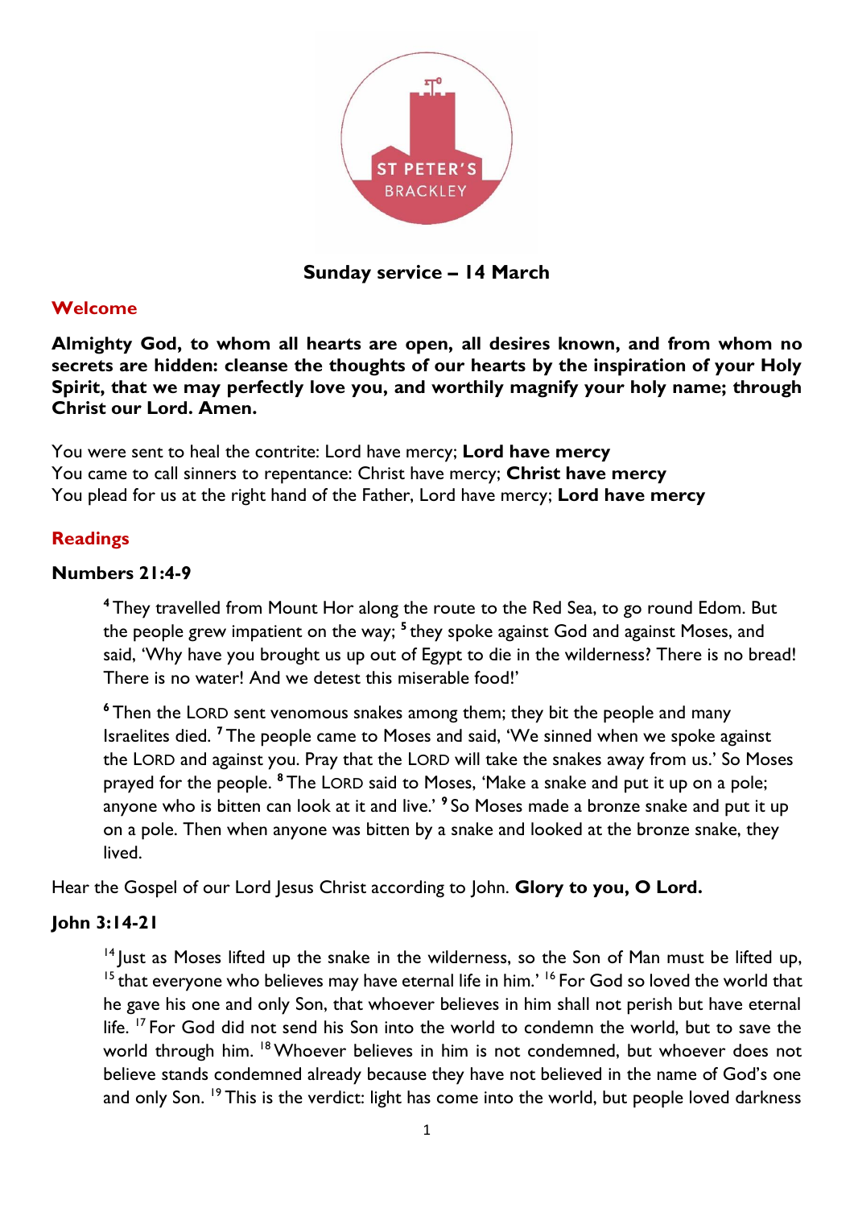ST PETER'S BRACKLEY

**Sunday service – 14 March**

## Welcome

**Almighty God, to whom all hearts are open, all desires known, and from whom no secrets are hidden: cleanse the thoughts of our hearts by the inspiration of your Holy Spirit, that we may perfectly love you, and worthily magnify your holy name; through Christ our Lord. Amen.**

You were sent to heal the contrite: Lord have mercy; **Lord have mercy**
You came to call sinners to repentance: Christ have mercy; **Christ have mercy**
You plead for us at the right hand of the Father, Lord have mercy; **Lord have mercy**

## Readings

### Numbers 21:4-9

> [4] They travelled from Mount Hor along the route to the Red Sea, to go round Edom. But the people grew impatient on the way; [5] they spoke against God and against Moses, and said, 'Why have you brought us up out of Egypt to die in the wilderness? There is no bread! There is no water! And we detest this miserable food!'
>
> [6] Then the LORD sent venomous snakes among them; they bit the people and many Israelites died. [7] The people came to Moses and said, 'We sinned when we spoke against the LORD and against you. Pray that the LORD will take the snakes away from us.' So Moses prayed for the people. [8] The LORD said to Moses, 'Make a snake and put it up on a pole; anyone who is bitten can look at it and live.' [9] So Moses made a bronze snake and put it up on a pole. Then when anyone was bitten by a snake and looked at the bronze snake, they lived.

Hear the Gospel of our Lord Jesus Christ according to John. **Glory to you, O Lord.**

### John 3:14-21

> [14] Just as Moses lifted up the snake in the wilderness, so the Son of Man must be lifted up, [15] that everyone who believes may have eternal life in him.' [16] For God so loved the world that he gave his one and only Son, that whoever believes in him shall not perish but have eternal life. [17] For God did not send his Son into the world to condemn the world, but to save the world through him. [18] Whoever believes in him is not condemned, but whoever does not believe stands condemned already because they have not believed in the name of God's one and only Son. [19] This is the verdict: light has come into the world, but people loved darkness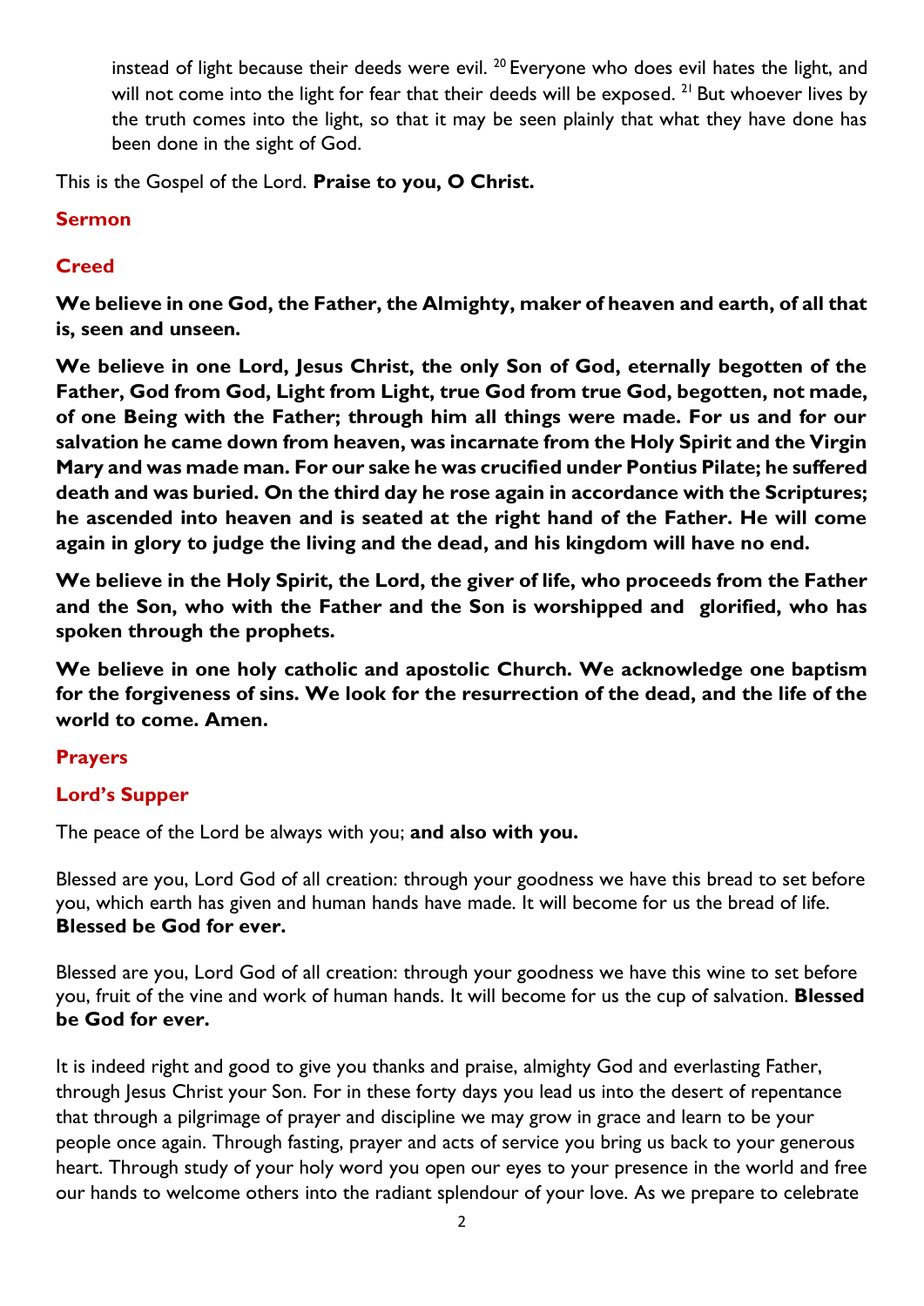instead of light because their deeds were evil. [20] Everyone who does evil hates the light, and will not come into the light for fear that their deeds will be exposed. [21] But whoever lives by the truth comes into the light, so that it may be seen plainly that what they have done has been done in the sight of God.

This is the Gospel of the Lord. **Praise to you, O Christ.**

## Sermon

## Creed

**We believe in one God, the Father, the Almighty, maker of heaven and earth, of all that is, seen and unseen.**

**We believe in one Lord, Jesus Christ, the only Son of God, eternally begotten of the Father, God from God, Light from Light, true God from true God, begotten, not made, of one Being with the Father; through him all things were made. For us and for our salvation he came down from heaven, was incarnate from the Holy Spirit and the Virgin Mary and was made man. For our sake he was crucified under Pontius Pilate; he suffered death and was buried. On the third day he rose again in accordance with the Scriptures; he ascended into heaven and is seated at the right hand of the Father. He will come again in glory to judge the living and the dead, and his kingdom will have no end.**

**We believe in the Holy Spirit, the Lord, the giver of life, who proceeds from the Father and the Son, who with the Father and the Son is worshipped and glorified, who has spoken through the prophets.**

**We believe in one holy catholic and apostolic Church. We acknowledge one baptism for the forgiveness of sins. We look for the resurrection of the dead, and the life of the world to come. Amen.**

## Prayers

## Lord's Supper

The peace of the Lord be always with you; **and also with you.**

Blessed are you, Lord God of all creation: through your goodness we have this bread to set before you, which earth has given and human hands have made. It will become for us the bread of life. **Blessed be God for ever.**

Blessed are you, Lord God of all creation: through your goodness we have this wine to set before you, fruit of the vine and work of human hands. It will become for us the cup of salvation. **Blessed be God for ever.**

It is indeed right and good to give you thanks and praise, almighty God and everlasting Father, through Jesus Christ your Son. For in these forty days you lead us into the desert of repentance that through a pilgrimage of prayer and discipline we may grow in grace and learn to be your people once again. Through fasting, prayer and acts of service you bring us back to your generous heart. Through study of your holy word you open our eyes to your presence in the world and free our hands to welcome others into the radiant splendour of your love. As we prepare to celebrate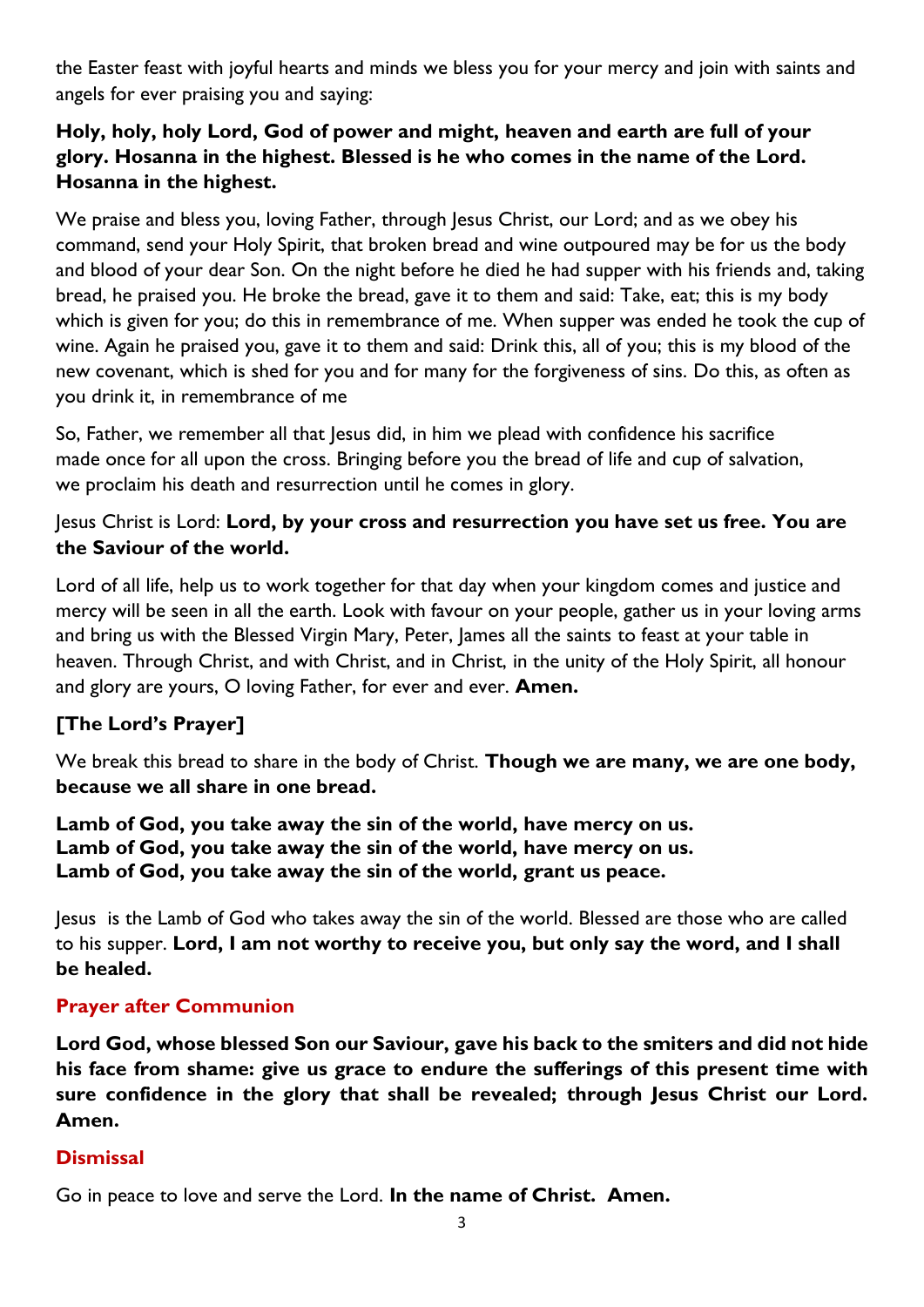the Easter feast with joyful hearts and minds we bless you for your mercy and join with saints and angels for ever praising you and saying:

**Holy, holy, holy Lord, God of power and might, heaven and earth are full of your glory. Hosanna in the highest. Blessed is he who comes in the name of the Lord. Hosanna in the highest.**

We praise and bless you, loving Father, through Jesus Christ, our Lord; and as we obey his command, send your Holy Spirit, that broken bread and wine outpoured may be for us the body and blood of your dear Son. On the night before he died he had supper with his friends and, taking bread, he praised you. He broke the bread, gave it to them and said: Take, eat; this is my body which is given for you; do this in remembrance of me. When supper was ended he took the cup of wine. Again he praised you, gave it to them and said: Drink this, all of you; this is my blood of the new covenant, which is shed for you and for many for the forgiveness of sins. Do this, as often as you drink it, in remembrance of me

So, Father, we remember all that Jesus did, in him we plead with confidence his sacrifice made once for all upon the cross. Bringing before you the bread of life and cup of salvation, we proclaim his death and resurrection until he comes in glory.

Jesus Christ is Lord: **Lord, by your cross and resurrection you have set us free. You are the Saviour of the world.**

Lord of all life, help us to work together for that day when your kingdom comes and justice and mercy will be seen in all the earth. Look with favour on your people, gather us in your loving arms and bring us with the Blessed Virgin Mary, Peter, James all the saints to feast at your table in heaven. Through Christ, and with Christ, and in Christ, in the unity of the Holy Spirit, all honour and glory are yours, O loving Father, for ever and ever. **Amen.**

**[The Lord's Prayer]**

We break this bread to share in the body of Christ. **Though we are many, we are one body, because we all share in one bread.**

**Lamb of God, you take away the sin of the world, have mercy on us.**
**Lamb of God, you take away the sin of the world, have mercy on us.**
**Lamb of God, you take away the sin of the world, grant us peace.**

Jesus is the Lamb of God who takes away the sin of the world. Blessed are those who are called to his supper. **Lord, I am not worthy to receive you, but only say the word, and I shall be healed.**

## Prayer after Communion

**Lord God, whose blessed Son our Saviour, gave his back to the smiters and did not hide his face from shame: give us grace to endure the sufferings of this present time with sure confidence in the glory that shall be revealed; through Jesus Christ our Lord. Amen.**

## Dismissal

Go in peace to love and serve the Lord. **In the name of Christ. Amen.**